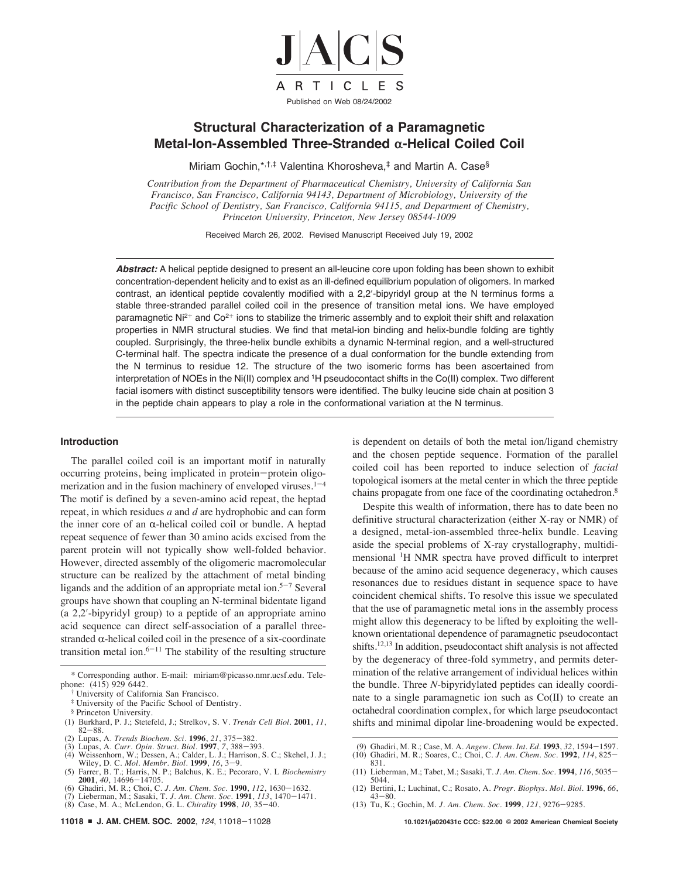# Structural Characterization of a Paramagnetic Metal-Ion-Assembled Three-Stranded α-Helical Coiled Coil

Miriam Gochin,*[,†,‡] Valentina Khorosheva,[‡] and Martin A. Case[§]

*Contribution from the Department of Pharmaceutical Chemistry, University of California San Francisco, San Francisco, California 94143, Department of Microbiology, University of the Pacific School of Dentistry, San Francisco, California 94115, and Department of Chemistry, Princeton University, Princeton, New Jersey 08544-1009*

Received March 26, 2002. Revised Manuscript Received July 19, 2002

***Abstract:*** A helical peptide designed to present an all-leucine core upon folding has been shown to exhibit concentration-dependent helicity and to exist as an ill-defined equilibrium population of oligomers. In marked contrast, an identical peptide covalently modified with a 2,2′-bipyridyl group at the N terminus forms a stable three-stranded parallel coiled coil in the presence of transition metal ions. We have employed paramagnetic $Ni^{2+}$ and $Co^{2+}$ ions to stabilize the trimeric assembly and to exploit their shift and relaxation properties in NMR structural studies. We find that metal-ion binding and helix-bundle folding are tightly coupled. Surprisingly, the three-helix bundle exhibits a dynamic N-terminal region, and a well-structured C-terminal half. The spectra indicate the presence of a dual conformation for the bundle extending from the N terminus to residue 12. The structure of the two isomeric forms has been ascertained from interpretation of NOEs in the Ni(II) complex and $^1H$ pseudocontact shifts in the Co(II) complex. Two different facial isomers with distinct susceptibility tensors were identified. The bulky leucine side chain at position 3 in the peptide chain appears to play a role in the conformational variation at the N terminus.

## Introduction

The parallel coiled coil is an important motif in naturally occurring proteins, being implicated in protein–protein oligomerization and in the fusion machinery of enveloped viruses.[1–4] The motif is defined by a seven-amino acid repeat, the heptad repeat, in which residues *a* and *d* are hydrophobic and can form the inner core of an α-helical coiled coil or bundle. A heptad repeat sequence of fewer than 30 amino acids excised from the parent protein will not typically show well-folded behavior. However, directed assembly of the oligomeric macromolecular structure can be realized by the attachment of metal binding ligands and the addition of an appropriate metal ion.[5–7] Several groups have shown that coupling an N-terminal bidentate ligand (a 2,2′-bipyridyl group) to a peptide of an appropriate amino acid sequence can direct self-association of a parallel three-stranded α-helical coiled coil in the presence of a six-coordinate transition metal ion.[6–11] The stability of the resulting structure is dependent on details of both the metal ion/ligand chemistry and the chosen peptide sequence. Formation of the parallel coiled coil has been reported to induce selection of *facial* topological isomers at the metal center in which the three peptide chains propagate from one face of the coordinating octahedron.[8]

Despite this wealth of information, there has to date been no definitive structural characterization (either X-ray or NMR) of a designed, metal-ion-assembled three-helix bundle. Leaving aside the special problems of X-ray crystallography, multidimensional $^1H$ NMR spectra have proved difficult to interpret because of the amino acid sequence degeneracy, which causes resonances due to residues distant in sequence space to have coincident chemical shifts. To resolve this issue we speculated that the use of paramagnetic metal ions in the assembly process might allow this degeneracy to be lifted by exploiting the well-known orientational dependence of paramagnetic pseudocontact shifts.[12,13] In addition, pseudocontact shift analysis is not affected by the degeneracy of three-fold symmetry, and permits determination of the relative arrangement of individual helices within the bundle. Three *N*-bipyridylated peptides can ideally coordinate to a single paramagnetic ion such as Co(II) to create an octahedral coordination complex, for which large pseudocontact shifts and minimal dipolar line-broadening would be expected.

\* Corresponding author. E-mail: miriam@picasso.nmr.ucsf.edu. Telephone: (415) 929 6442.

† University of California San Francisco.

‡ University of the Pacific School of Dentistry.

§ Princeton University.

(1) Burkhard, P. J.; Stetefeld, J.; Strelkov, S. V. *Trends Cell Biol.* **2001**, *11*, 82–88.
(2) Lupas, A. *Trends Biochem. Sci.* **1996**, *21*, 375–382.
(3) Lupas, A. *Curr. Opin. Struct. Biol.* **1997**, *7*, 388–393.
(4) Weissenhorn, W.; Dessen, A.; Calder, L. J.; Harrison, S. C.; Skehel, J. J.; Wiley, D. C. *Mol. Membr. Biol.* **1999**, *16*, 3–9.
(5) Farrer, B. T.; Harris, N. P.; Balchus, K. E.; Pecoraro, V. L *Biochemistry* **2001**, *40*, 14696–14705.
(6) Ghadiri, M. R.; Choi, C. *J. Am. Chem. Soc.* **1990**, *112*, 1630–1632.
(7) Lieberman, M.; Sasaki, T. *J. Am. Chem. Soc.* **1991**, *113*, 1470–1471.
(8) Case, M. A.; McLendon, G. L. *Chirality* **1998**, *10*, 35–40.
(9) Ghadiri, M. R.; Case, M. A. *Angew. Chem. Int. Ed.* **1993**, *32*, 1594–1597.
(10) Ghadiri, M. R.; Soares, C.; Choi, C. *J. Am. Chem. Soc.* **1992**, *114*, 825–831.
(11) Lieberman, M.; Tabet, M.; Sasaki, T. *J. Am. Chem. Soc.* **1994**, *116*, 5035–5044.
(12) Bertini, I.; Luchinat, C.; Rosato, A. *Progr. Biophys. Mol. Biol.* **1996**, *66*, 43–80.
(13) Tu, K.; Gochin, M. *J. Am. Chem. Soc.* **1999**, *121*, 9276–9285.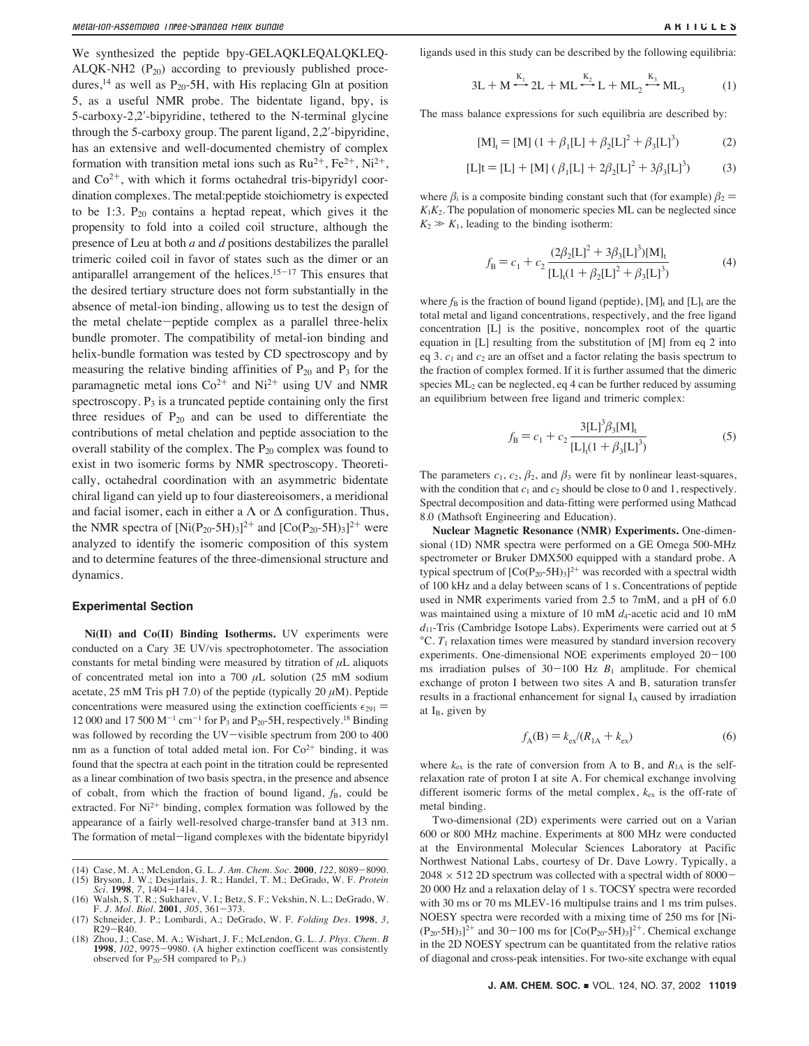We synthesized the peptide bpy-GELAQKLEQALQKLEQ-ALQK-NH2 ($P_{20}$) according to previously published procedures,[14] as well as $P_{20}$-5H, with His replacing Gln at position 5, as a useful NMR probe. The bidentate ligand, bpy, is 5-carboxy-2,2′-bipyridine, tethered to the N-terminal glycine through the 5-carboxy group. The parent ligand, 2,2′-bipyridine, has an extensive and well-documented chemistry of complex formation with transition metal ions such as $Ru^{2+}$, $Fe^{2+}$, $Ni^{2+}$, and $Co^{2+}$, with which it forms octahedral tris-bipyridyl coordination complexes. The metal:peptide stoichiometry is expected to be 1:3. $P_{20}$ contains a heptad repeat, which gives it the propensity to fold into a coiled coil structure, although the presence of Leu at both *a* and *d* positions destabilizes the parallel trimeric coiled coil in favor of states such as the dimer or an antiparallel arrangement of the helices.[15−17] This ensures that the desired tertiary structure does not form substantially in the absence of metal-ion binding, allowing us to test the design of the metal chelate−peptide complex as a parallel three-helix bundle promoter. The compatibility of metal-ion binding and helix-bundle formation was tested by CD spectroscopy and by measuring the relative binding affinities of $P_{20}$ and $P_3$ for the paramagnetic metal ions $Co^{2+}$ and $Ni^{2+}$ using UV and NMR spectroscopy. $P_3$ is a truncated peptide containing only the first three residues of $P_{20}$ and can be used to differentiate the contributions of metal chelation and peptide association to the overall stability of the complex. The $P_{20}$ complex was found to exist in two isomeric forms by NMR spectroscopy. Theoretically, octahedral coordination with an asymmetric bidentate chiral ligand can yield up to four diastereoisomers, a meridional and facial isomer, each in either a Λ or Δ configuration. Thus, the NMR spectra of $[Ni(P_{20}\text{-}5H)_3]^{2+}$ and $[Co(P_{20}\text{-}5H)_3]^{2+}$ were analyzed to identify the isomeric composition of this system and to determine features of the three-dimensional structure and dynamics.

## Experimental Section

**Ni(II) and Co(II) Binding Isotherms.** UV experiments were conducted on a Cary 3E UV/vis spectrophotometer. The association constants for metal binding were measured by titration of μL aliquots of concentrated metal ion into a 700 μL solution (25 mM sodium acetate, 25 mM Tris pH 7.0) of the peptide (typically 20 μM). Peptide concentrations were measured using the extinction coefficients $\epsilon_{291}$ = 12 000 and 17 500 $M^{-1}$ $cm^{-1}$ for $P_3$ and $P_{20}$-5H, respectively.[18] Binding was followed by recording the UV−visible spectrum from 200 to 400 nm as a function of total added metal ion. For $Co^{2+}$ binding, it was found that the spectra at each point in the titration could be represented as a linear combination of two basis spectra, in the presence and absence of cobalt, from which the fraction of bound ligand, $f_B$, could be extracted. For $Ni^{2+}$ binding, complex formation was followed by the appearance of a fairly well-resolved charge-transfer band at 313 nm. The formation of metal−ligand complexes with the bidentate bipyridyl ligands used in this study can be described by the following equilibria:

$$3L + M \overset{K_1}{\longleftrightarrow} 2L + ML \overset{K_2}{\longleftrightarrow} L + ML_2 \overset{K_3}{\longleftrightarrow} ML_3 \tag{1}$$

The mass balance expressions for such equilibria are described by:

$$[M]_t = [M]\,(1 + \beta_1[L] + \beta_2[L]^2 + \beta_3[L]^3) \tag{2}$$

$$[L]t = [L] + [M]\,(\beta_1[L] + 2\beta_2[L]^2 + 3\beta_3[L]^3) \tag{3}$$

where $\beta_i$ is a composite binding constant such that (for example) $\beta_2 = K_1K_2$. The population of monomeric species ML can be neglected since $K_2 \gg K_1$, leading to the binding isotherm:

$$f_B = c_1 + c_2 \frac{(2\beta_2[L]^2 + 3\beta_3[L]^3)[M]_t}{[L]_t(1 + \beta_2[L]^2 + \beta_3[L]^3)} \tag{4}$$

where $f_B$ is the fraction of bound ligand (peptide), $[M]_t$ and $[L]_t$ are the total metal and ligand concentrations, respectively, and the free ligand concentration [L] is the positive, noncomplex root of the quartic equation in [L] resulting from the substitution of [M] from eq 2 into eq 3. $c_1$ and $c_2$ are an offset and a factor relating the basis spectrum to the fraction of complex formed. If it is further assumed that the dimeric species $ML_2$ can be neglected, eq 4 can be further reduced by assuming an equilibrium between free ligand and trimeric complex:

$$f_B = c_1 + c_2 \frac{3[L]^3\beta_3[M]_t}{[L]_t(1 + \beta_3[L]^3)} \tag{5}$$

The parameters $c_1$, $c_2$, $\beta_2$, and $\beta_3$ were fit by nonlinear least-squares, with the condition that $c_1$ and $c_2$ should be close to 0 and 1, respectively. Spectral decomposition and data-fitting were performed using Mathcad 8.0 (Mathsoft Engineering and Education).

**Nuclear Magnetic Resonance (NMR) Experiments.** One-dimensional (1D) NMR spectra were performed on a GE Omega 500-MHz spectrometer or Bruker DMX500 equipped with a standard probe. A typical spectrum of $[Co(P_{20}\text{-}5H)_3]^{2+}$ was recorded with a spectral width of 100 kHz and a delay between scans of 1 s. Concentrations of peptide used in NMR experiments varied from 2.5 to 7mM, and a pH of 6.0 was maintained using a mixture of 10 mM $d_4$-acetic acid and 10 mM $d_{11}$-Tris (Cambridge Isotope Labs). Experiments were carried out at 5 °C. $T_1$ relaxation times were measured by standard inversion recovery experiments. One-dimensional NOE experiments employed 20−100 ms irradiation pulses of 30−100 Hz $B_1$ amplitude. For chemical exchange of proton I between two sites A and B, saturation transfer results in a fractional enhancement for signal $I_A$ caused by irradiation at $I_B$, given by

$$f_A(B) = k_{ex}/(R_{1A} + k_{ex}) \tag{6}$$

where $k_{ex}$ is the rate of conversion from A to B, and $R_{1A}$ is the self-relaxation rate of proton I at site A. For chemical exchange involving different isomeric forms of the metal complex, $k_{ex}$ is the off-rate of metal binding.

Two-dimensional (2D) experiments were carried out on a Varian 600 or 800 MHz machine. Experiments at 800 MHz were conducted at the Environmental Molecular Sciences Laboratory at Pacific Northwest National Labs, courtesy of Dr. Dave Lowry. Typically, a 2048 × 512 2D spectrum was collected with a spectral width of 8000−20 000 Hz and a relaxation delay of 1 s. TOCSY spectra were recorded with 30 ms or 70 ms MLEV-16 multipulse trains and 1 ms trim pulses. NOESY spectra were recorded with a mixing time of 250 ms for $[Ni(P_{20}\text{-}5H)_3]^{2+}$ and 30−100 ms for $[Co(P_{20}\text{-}5H)_3]^{2+}$. Chemical exchange in the 2D NOESY spectrum can be quantitated from the relative ratios of diagonal and cross-peak intensities. For two-site exchange with equal

(14) Case, M. A.; McLendon, G. L. *J. Am. Chem. Soc.* **2000**, *122*, 8089−8090.
(15) Bryson, J. W.; Desjarlais, J. R.; Handel, T. M.; DeGrado, W. F. *Protein Sci.* **1998**, *7*, 1404−1414.
(16) Walsh, S. T. R.; Sukharev, V. I.; Betz, S. F.; Vekshin, N. L.; DeGrado, W. F. *J. Mol. Biol.* **2001**, *305*, 361−373.
(17) Schneider, J. P.; Lombardi, A.; DeGrado, W. F. *Folding Des.* **1998**, *3*, R29−R40.
(18) Zhou, J.; Case, M. A.; Wishart, J. F.; McLendon, G. L. *J. Phys. Chem. B* **1998**, *102*, 9975−9980. (A higher extinction coefficent was consistently observed for $P_{20}$-5H compared to $P_3$.)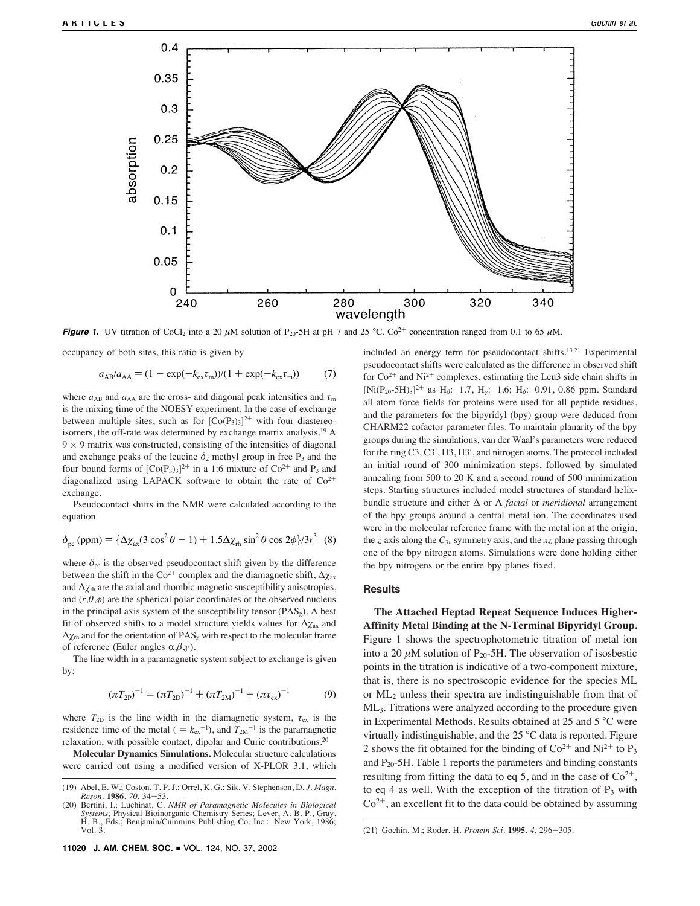*Figure 1.* UV titration of $CoCl_2$ into a 20 $\mu$M solution of $P_{20}$-5H at pH 7 and 25 °C. $Co^{2+}$ concentration ranged from 0.1 to 65 $\mu$M.

occupancy of both sites, this ratio is given by

$$a_{AB}/a_{AA} = (1 - \exp(-k_{ex}\tau_m))/(1 + \exp(-k_{ex}\tau_m)) \quad (7)$$

where $a_{AB}$ and $a_{AA}$ are the cross- and diagonal peak intensities and $\tau_m$ is the mixing time of the NOESY experiment. In the case of exchange between multiple sites, such as for $[Co(P_3)_3]^{2+}$ with four diastereoisomers, the off-rate was determined by exchange matrix analysis.[19] A $9 \times 9$ matrix was constructed, consisting of the intensities of diagonal and exchange peaks of the leucine $\delta_2$ methyl group in free $P_3$ and the four bound forms of $[Co(P_3)_3]^{2+}$ in a 1:6 mixture of $Co^{2+}$ and $P_3$ and diagonalized using LAPACK software to obtain the rate of $Co^{2+}$ exchange.

Pseudocontact shifts in the NMR were calculated according to the equation

$$\delta_{pc}\text{ (ppm)} = \{\Delta\chi_{ax}(3\cos^2\theta - 1) + 1.5\Delta\chi_{rh}\sin^2\theta\cos 2\phi\}/3r^3 \quad (8)$$

where $\delta_{pc}$ is the observed pseudocontact shift given by the difference between the shift in the $Co^{2+}$ complex and the diamagnetic shift, $\Delta\chi_{ax}$ and $\Delta\chi_{rh}$ are the axial and rhombic magnetic susceptibility anisotropies, and $(r,\theta,\phi)$ are the spherical polar coordinates of the observed nucleus in the principal axis system of the susceptibility tensor ($PAS_\chi$). A best fit of observed shifts to a model structure yields values for $\Delta\chi_{ax}$ and $\Delta\chi_{rh}$ and for the orientation of $PAS_\chi$ with respect to the molecular frame of reference (Euler angles $\alpha,\beta,\gamma$).

The line width in a paramagnetic system subject to exchange is given by:

$$(\pi T_{2P})^{-1} = (\pi T_{2D})^{-1} + (\pi T_{2M})^{-1} + (\pi\tau_{ex})^{-1} \quad (9)$$

where $T_{2D}$ is the line width in the diamagnetic system, $\tau_{ex}$ is the residence time of the metal ($= k_{ex}^{-1}$), and $T_{2M}^{-1}$ is the paramagnetic relaxation, with possible contact, dipolar and Curie contributions.[20]

**Molecular Dynamics Simulations.** Molecular structure calculations were carried out using a modified version of X-PLOR 3.1, which included an energy term for pseudocontact shifts.[13,21] Experimental pseudocontact shifts were calculated as the difference in observed shift for $Co^{2+}$ and $Ni^{2+}$ complexes, estimating the Leu3 side chain shifts in $[Ni(P_{20}\text{-}5H)_3]^{2+}$ as $H_\beta$: 1.7, $H_\gamma$: 1.6; $H_\delta$: 0.91, 0.86 ppm. Standard all-atom force fields for proteins were used for all peptide residues, and the parameters for the bipyridyl (bpy) group were deduced from CHARM22 cofactor parameter files. To maintain planarity of the bpy groups during the simulations, van der Waal's parameters were reduced for the ring C3, C3′, H3, H3′, and nitrogen atoms. The protocol included an initial round of 300 minimization steps, followed by simulated annealing from 500 to 20 K and a second round of 500 minimization steps. Starting structures included model structures of standard helix-bundle structure and either $\Delta$ or $\Lambda$ *facial* or *meridional* arrangement of the bpy groups around a central metal ion. The coordinates used were in the molecular reference frame with the metal ion at the origin, the *z*-axis along the $C_{3v}$ symmetry axis, and the *xz* plane passing through one of the bpy nitrogen atoms. Simulations were done holding either the bpy nitrogens or the entire bpy planes fixed.

## Results

**The Attached Heptad Repeat Sequence Induces Higher-Affinity Metal Binding at the N-Terminal Bipyridyl Group.** Figure 1 shows the spectrophotometric titration of metal ion into a 20 $\mu$M solution of $P_{20}$-5H. The observation of isosbestic points in the titration is indicative of a two-component mixture, that is, there is no spectroscopic evidence for the species ML or $ML_2$ unless their spectra are indistinguishable from that of $ML_3$. Titrations were analyzed according to the procedure given in Experimental Methods. Results obtained at 25 and 5 °C were virtually indistinguishable, and the 25 °C data is reported. Figure 2 shows the fit obtained for the binding of $Co^{2+}$ and $Ni^{2+}$ to $P_3$ and $P_{20}$-5H. Table 1 reports the parameters and binding constants resulting from fitting the data to eq 5, and in the case of $Co^{2+}$, to eq 4 as well. With the exception of the titration of $P_3$ with $Co^{2+}$, an excellent fit to the data could be obtained by assuming

(19) Abel, E. W.; Coston, T. P. J.; Orrel, K. G.; Sik, V. Stephenson, D. *J. Magn. Reson.* **1986**, *70*, 34–53.

(20) Bertini, I.; Luchinat, C. *NMR of Paramagnetic Molecules in Biological Systems*; Physical Bioinorganic Chemistry Series; Lever, A. B. P., Gray, H. B., Eds.; Benjamin/Cummins Publishing Co. Inc.: New York, 1986; Vol. 3.

(21) Gochin, M.; Roder, H. *Protein Sci.* **1995**, *4*, 296–305.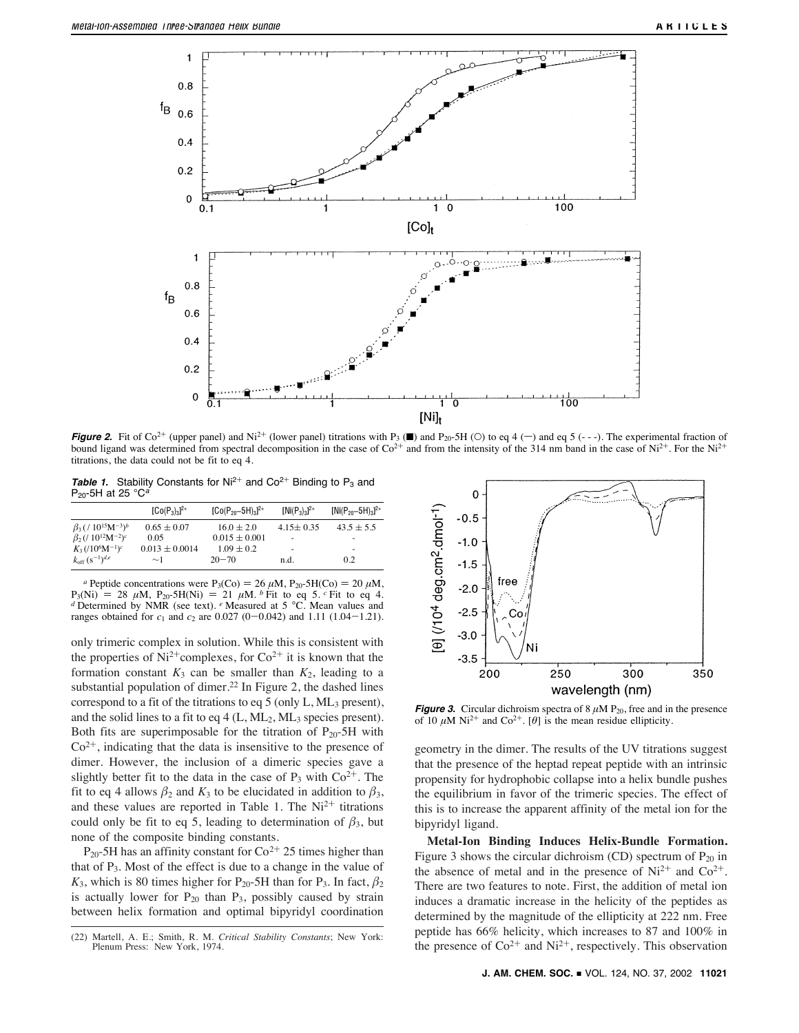**Figure 2.** Fit of $Co^{2+}$ (upper panel) and $Ni^{2+}$ (lower panel) titrations with $P_3$ (■) and $P_{20}$-5H (○) to eq 4 (—) and eq 5 (- - -). The experimental fraction of bound ligand was determined from spectral decomposition in the case of $Co^{2+}$ and from the intensity of the 314 nm band in the case of $Ni^{2+}$. For the $Ni^{2+}$ titrations, the data could not be fit to eq 4.

**Table 1.** Stability Constants for $Ni^{2+}$ and $Co^{2+}$ Binding to $P_3$ and $P_{20}$-5H at 25 °C[a]

| | $[Co(P_3)_3]^{2+}$ | $[Co(P_{20}-5H)_3]^{2+}$ | $[Ni(P_3)_3]^{2+}$ | $[Ni(P_{20}-5H)_3]^{2+}$ |
|---|---|---|---|---|
| $\beta_3$ (/ $10^{15}M^{-3}$)[b] | 0.65 ± 0.07 | 16.0 ± 2.0 | 4.15± 0.35 | 43.5 ± 5.5 |
| $\beta_2$ (/ $10^{12}M^{-2}$)[c] | 0.05 | 0.015 ± 0.001 | - | - |
| $K_3$ (/$10^6M^{-1}$)[c] | 0.013 ± 0.0014 | 1.09 ± 0.2 | - | - |
| $k_{off}$ ($s^{-1}$)[d,e] | ~1 | 20−70 | n.d. | 0.2 |

[a] Peptide concentrations were $P_3$(Co) = 26 μM, $P_{20}$-5H(Co) = 20 μM, $P_3$(Ni) = 28 μM, $P_{20}$-5H(Ni) = 21 μM. [b] Fit to eq 5. [c] Fit to eq 4. [d] Determined by NMR (see text). [e] Measured at 5 °C. Mean values and ranges obtained for $c_1$ and $c_2$ are 0.027 (0−0.042) and 1.11 (1.04−1.21).

only trimeric complex in solution. While this is consistent with the properties of $Ni^{2+}$complexes, for $Co^{2+}$ it is known that the formation constant $K_3$ can be smaller than $K_2$, leading to a substantial population of dimer.[22] In Figure 2, the dashed lines correspond to a fit of the titrations to eq 5 (only L, $ML_3$ present), and the solid lines to a fit to eq 4 (L, $ML_2$, $ML_3$ species present). Both fits are superimposable for the titration of $P_{20}$-5H with $Co^{2+}$, indicating that the data is insensitive to the presence of dimer. However, the inclusion of a dimeric species gave a slightly better fit to the data in the case of $P_3$ with $Co^{2+}$. The fit to eq 4 allows $\beta_2$ and $K_3$ to be elucidated in addition to $\beta_3$, and these values are reported in Table 1. The $Ni^{2+}$ titrations could only be fit to eq 5, leading to determination of $\beta_3$, but none of the composite binding constants.

$P_{20}$-5H has an affinity constant for $Co^{2+}$ 25 times higher than that of $P_3$. Most of the effect is due to a change in the value of $K_3$, which is 80 times higher for $P_{20}$-5H than for $P_3$. In fact, $\beta_2$ is actually lower for $P_{20}$ than $P_3$, possibly caused by strain between helix formation and optimal bipyridyl coordination geometry in the dimer. The results of the UV titrations suggest that the presence of the heptad repeat peptide with an intrinsic propensity for hydrophobic collapse into a helix bundle pushes the equilibrium in favor of the trimeric species. The effect of this is to increase the apparent affinity of the metal ion for the bipyridyl ligand.

(22) Martell, A. E.; Smith, R. M. *Critical Stability Constants*; New York: Plenum Press: New York, 1974.

**Figure 3.** Circular dichroism spectra of 8 μM $P_{20}$, free and in the presence of 10 μM $Ni^{2+}$ and $Co^{2+}$. [θ] is the mean residue ellipticity.

**Metal-Ion Binding Induces Helix-Bundle Formation.** Figure 3 shows the circular dichroism (CD) spectrum of $P_{20}$ in the absence of metal and in the presence of $Ni^{2+}$ and $Co^{2+}$. There are two features to note. First, the addition of metal ion induces a dramatic increase in the helicity of the peptides as determined by the magnitude of the ellipticity at 222 nm. Free peptide has 66% helicity, which increases to 87 and 100% in the presence of $Co^{2+}$ and $Ni^{2+}$, respectively. This observation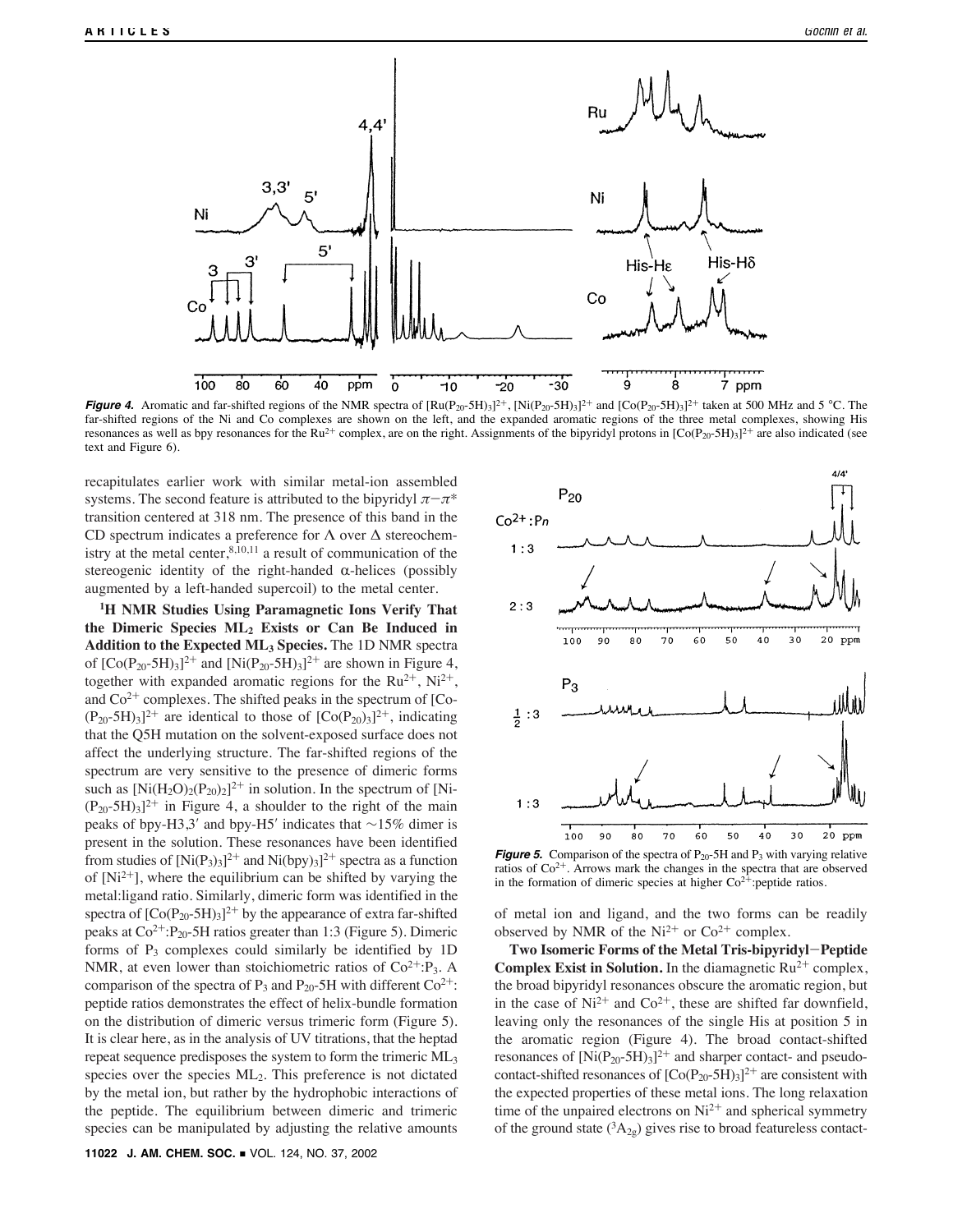**Figure 4.** Aromatic and far-shifted regions of the NMR spectra of $[Ru(P_{20}\text{-}5H)_3]^{2+}$, $[Ni(P_{20}\text{-}5H)_3]^{2+}$ and $[Co(P_{20}\text{-}5H)_3]^{2+}$ taken at 500 MHz and 5 °C. The far-shifted regions of the Ni and Co complexes are shown on the left, and the expanded aromatic regions of the three metal complexes, showing His resonances as well as bpy resonances for the $Ru^{2+}$ complex, are on the right. Assignments of the bipyridyl protons in $[Co(P_{20}\text{-}5H)_3]^{2+}$ are also indicated (see text and Figure 6).

recapitulates earlier work with similar metal-ion assembled systems. The second feature is attributed to the bipyridyl $\pi-\pi^*$ transition centered at 318 nm. The presence of this band in the CD spectrum indicates a preference for $\Lambda$ over $\Delta$ stereochemistry at the metal center,[8,10,11] a result of communication of the stereogenic identity of the right-handed $\alpha$-helices (possibly augmented by a left-handed supercoil) to the metal center.

**$^1$H NMR Studies Using Paramagnetic Ions Verify That the Dimeric Species $ML_2$ Exists or Can Be Induced in Addition to the Expected $ML_3$ Species.** The 1D NMR spectra of $[Co(P_{20}\text{-}5H)_3]^{2+}$ and $[Ni(P_{20}\text{-}5H)_3]^{2+}$ are shown in Figure 4, together with expanded aromatic regions for the $Ru^{2+}$, $Ni^{2+}$, and $Co^{2+}$ complexes. The shifted peaks in the spectrum of $[Co(P_{20}\text{-}5H)_3]^{2+}$ are identical to those of $[Co(P_{20})_3]^{2+}$, indicating that the Q5H mutation on the solvent-exposed surface does not affect the underlying structure. The far-shifted regions of the spectrum are very sensitive to the presence of dimeric forms such as $[Ni(H_2O)_2(P_{20})_2]^{2+}$ in solution. In the spectrum of $[Ni(P_{20}\text{-}5H)_3]^{2+}$ in Figure 4, a shoulder to the right of the main peaks of bpy-H3,3′ and bpy-H5′ indicates that ~15% dimer is present in the solution. These resonances have been identified from studies of $[Ni(P_3)_3]^{2+}$ and $Ni(bpy)_3]^{2+}$ spectra as a function of $[Ni^{2+}]$, where the equilibrium can be shifted by varying the metal:ligand ratio. Similarly, dimeric form was identified in the spectra of $[Co(P_{20}\text{-}5H)_3]^{2+}$ by the appearance of extra far-shifted peaks at $Co^{2+}$:$P_{20}$-5H ratios greater than 1:3 (Figure 5). Dimeric forms of $P_3$ complexes could similarly be identified by 1D NMR, at even lower than stoichiometric ratios of $Co^{2+}$:$P_3$. A comparison of the spectra of $P_3$ and $P_{20}$-5H with different $Co^{2+}$:peptide ratios demonstrates the effect of helix-bundle formation on the distribution of dimeric versus trimeric form (Figure 5). It is clear here, as in the analysis of UV titrations, that the heptad repeat sequence predisposes the system to form the trimeric $ML_3$ species over the species $ML_2$. This preference is not dictated by the metal ion, but rather by the hydrophobic interactions of the peptide. The equilibrium between dimeric and trimeric species can be manipulated by adjusting the relative amounts of metal ion and ligand, and the two forms can be readily observed by NMR of the $Ni^{2+}$ or $Co^{2+}$ complex.

**Figure 5.** Comparison of the spectra of $P_{20}$-5H and $P_3$ with varying relative ratios of $Co^{2+}$. Arrows mark the changes in the spectra that are observed in the formation of dimeric species at higher $Co^{2+}$:peptide ratios.

**Two Isomeric Forms of the Metal Tris-bipyridyl−Peptide Complex Exist in Solution.** In the diamagnetic $Ru^{2+}$ complex, the broad bipyridyl resonances obscure the aromatic region, but in the case of $Ni^{2+}$ and $Co^{2+}$, these are shifted far downfield, leaving only the resonances of the single His at position 5 in the aromatic region (Figure 4). The broad contact-shifted resonances of $[Ni(P_{20}\text{-}5H)_3]^{2+}$ and sharper contact- and pseudocontact-shifted resonances of $[Co(P_{20}\text{-}5H)_3]^{2+}$ are consistent with the expected properties of these metal ions. The long relaxation time of the unpaired electrons on $Ni^{2+}$ and spherical symmetry of the ground state ($^3A_{2g}$) gives rise to broad featureless contact-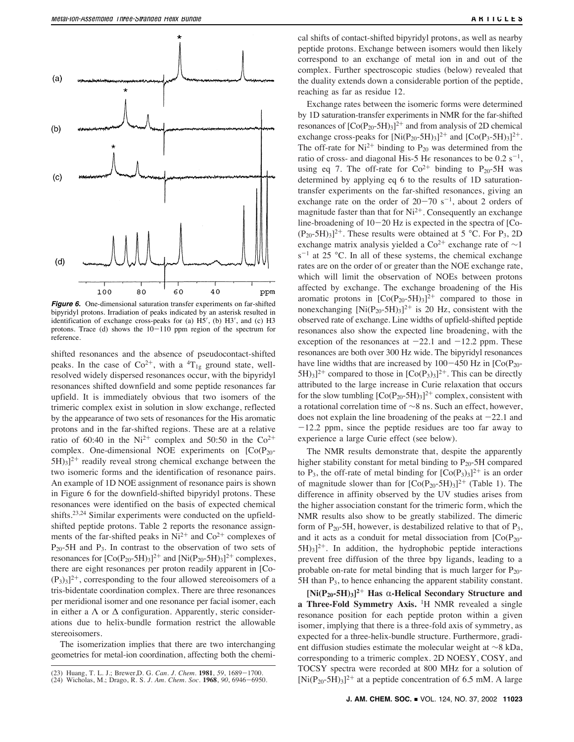*Figure 6.* One-dimensional saturation transfer experiments on far-shifted bipyridyl protons. Irradiation of peaks indicated by an asterisk resulted in identification of exchange cross-peaks for (a) H5′, (b) H3′, and (c) H3 protons. Trace (d) shows the 10−110 ppm region of the spectrum for reference.

shifted resonances and the absence of pseudocontact-shifted peaks. In the case of $Co^{2+}$, with a $^{4}T_{1g}$ ground state, well-resolved widely dispersed resonances occur, with the bipyridyl resonances shifted downfield and some peptide resonances far upfield. It is immediately obvious that two isomers of the trimeric complex exist in solution in slow exchange, reflected by the appearance of two sets of resonances for the His aromatic protons and in the far-shifted regions. These are at a relative ratio of 60:40 in the $Ni^{2+}$ complex and 50:50 in the $Co^{2+}$ complex. One-dimensional NOE experiments on $[Co(P_{20}\text{-}5H)_3]^{2+}$ readily reveal strong chemical exchange between the two isomeric forms and the identification of resonance pairs. An example of 1D NOE assignment of resonance pairs is shown in Figure 6 for the downfield-shifted bipyridyl protons. These resonances were identified on the basis of expected chemical shifts.[23,24] Similar experiments were conducted on the upfield-shifted peptide protons. Table 2 reports the resonance assignments of the far-shifted peaks in $Ni^{2+}$ and $Co^{2+}$ complexes of $P_{20}$-5H and $P_3$. In contrast to the observation of two sets of resonances for $[Co(P_{20}\text{-}5H)_3]^{2+}$ and $[Ni(P_{20}\text{-}5H)_3]^{2+}$ complexes, there are eight resonances per proton readily apparent in $[Co(P_3)_3]^{2+}$, corresponding to the four allowed stereoisomers of a tris-bidentate coordination complex. There are three resonances per meridional isomer and one resonance per facial isomer, each in either a Λ or Δ configuration. Apparently, steric considerations due to helix-bundle formation restrict the allowable stereoisomers.

The isomerization implies that there are two interchanging geometries for metal-ion coordination, affecting both the chemical shifts of contact-shifted bipyridyl protons, as well as nearby peptide protons. Exchange between isomers would then likely correspond to an exchange of metal ion in and out of the complex. Further spectroscopic studies (below) revealed that the duality extends down a considerable portion of the peptide, reaching as far as residue 12.

Exchange rates between the isomeric forms were determined by 1D saturation-transfer experiments in NMR for the far-shifted resonances of $[Co(P_{20}\text{-}5H)_3]^{2+}$ and from analysis of 2D chemical exchange cross-peaks for $[Ni(P_{20}\text{-}5H)_3]^{2+}$ and $[Co(P_3\text{-}5H)_3]^{2+}$. The off-rate for $Ni^{2+}$ binding to $P_{20}$ was determined from the ratio of cross- and diagonal His-5 Hε resonances to be 0.2 $s^{-1}$, using eq 7. The off-rate for $Co^{2+}$ binding to $P_{20}$-5H was determined by applying eq 6 to the results of 1D saturation-transfer experiments on the far-shifted resonances, giving an exchange rate on the order of 20−70 $s^{-1}$, about 2 orders of magnitude faster than that for $Ni^{2+}$. Consequently an exchange line-broadening of 10−20 Hz is expected in the spectra of $[Co(P_{20}\text{-}5H)_3]^{2+}$. These results were obtained at 5 °C. For $P_3$, 2D exchange matrix analysis yielded a $Co^{2+}$ exchange rate of ~1 $s^{-1}$ at 25 °C. In all of these systems, the chemical exchange rates are on the order of or greater than the NOE exchange rate, which will limit the observation of NOEs between protons affected by exchange. The exchange broadening of the His aromatic protons in $[Co(P_{20}\text{-}5H)_3]^{2+}$ compared to those in nonexchanging $[Ni(P_{20}\text{-}5H)_3]^{2+}$ is 20 Hz, consistent with the observed rate of exchange. Line widths of upfield-shifted peptide resonances also show the expected line broadening, with the exception of the resonances at −22.1 and −12.2 ppm. These resonances are both over 300 Hz wide. The bipyridyl resonances have line widths that are increased by 100−450 Hz in $[Co(P_{20}\text{-}5H)_3]^{2+}$ compared to those in $[Co(P_3)_3]^{2+}$. This can be directly attributed to the large increase in Curie relaxation that occurs for the slow tumbling $[Co(P_{20}\text{-}5H)_3]^{2+}$ complex, consistent with a rotational correlation time of ~8 ns. Such an effect, however, does not explain the line broadening of the peaks at −22.1 and −12.2 ppm, since the peptide residues are too far away to experience a large Curie effect (see below).

The NMR results demonstrate that, despite the apparently higher stability constant for metal binding to $P_{20}$-5H compared to $P_3$, the off-rate of metal binding for $[Co(P_3)_3]^{2+}$ is an order of magnitude slower than for $[Co(P_{20}\text{-}5H)_3]^{2+}$ (Table 1). The difference in affinity observed by the UV studies arises from the higher association constant for the trimeric form, which the NMR results also show to be greatly stabilized. The dimeric form of $P_{20}$-5H, however, is destabilized relative to that of $P_3$, and it acts as a conduit for metal dissociation from $[Co(P_{20}\text{-}5H)_3]^{2+}$. In addition, the hydrophobic peptide interactions prevent free diffusion of the three bpy ligands, leading to a probable on-rate for metal binding that is much larger for $P_{20}$-5H than $P_3$, to hence enhancing the apparent stability constant.

**$[Ni(P_{20}\text{-}5H)_3]^{2+}$ Has α-Helical Secondary Structure and a Three-Fold Symmetry Axis.** $^{1}$H NMR revealed a single resonance position for each peptide proton within a given isomer, implying that there is a three-fold axis of symmetry, as expected for a three-helix-bundle structure. Furthermore, gradient diffusion studies estimate the molecular weight at ~8 kDa, corresponding to a trimeric complex. 2D NOESY, COSY, and TOCSY spectra were recorded at 800 MHz for a solution of $[Ni(P_{20}\text{-}5H)_3]^{2+}$ at a peptide concentration of 6.5 mM. A large

(23) Huang, T. L. J.; Brewer,D. G. *Can. J. Chem.* **1981**, *59*, 1689−1700.
(24) Wicholas, M.; Drago, R. S. *J. Am. Chem. Soc.* **1968**, *90*, 6946−6950.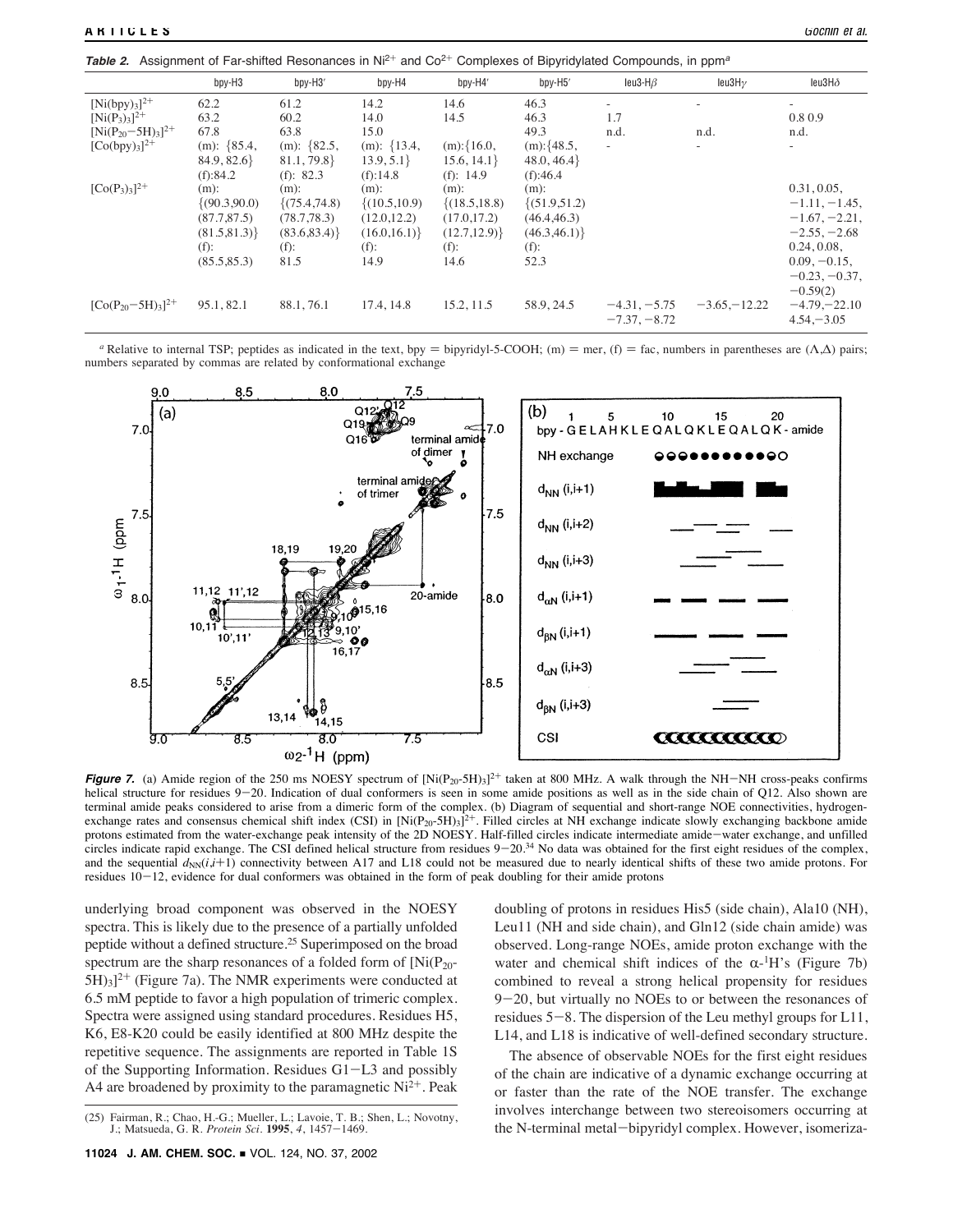**Table 2.** Assignment of Far-shifted Resonances in $Ni^{2+}$ and $Co^{2+}$ Complexes of Bipyridylated Compounds, in ppm[a]

| | bpy-H3 | bpy-H3′ | bpy-H4 | bpy-H4′ | bpy-H5′ | leu3-H$\beta$ | leu3H$\gamma$ | leu3H$\delta$ |
|---|---|---|---|---|---|---|---|---|
| $[Ni(bpy)_3]^{2+}$ | 62.2 | 61.2 | 14.2 | 14.6 | 46.3 | - | - | - |
| $[Ni(P_3)_3]^{2+}$ | 63.2 | 60.2 | 14.0 | 14.5 | 46.3 | 1.7 | | 0.8 0.9 |
| $[Ni(P_{20}{-}5H)_3]^{2+}$ | 67.8 | 63.8 | 15.0 | | 49.3 | n.d. | n.d. | n.d. |
| $[Co(bpy)_3]^{2+}$ | (m): {85.4, 84.9, 82.6} (f):84.2 | (m): {82.5, 81.1, 79.8} (f): 82.3 | (m): {13.4, 13.9, 5.1} (f):14.8 | (m):{16.0, 15.6, 14.1} (f): 14.9 | (m):{48.5, 48.0, 46.4} (f):46.4 | - | - | - |
| $[Co(P_3)_3]^{2+}$ | (m): {(90.3,90.0) (87.7,87.5) (81.5,81.3)} (f): (85.5,85.3) | (m): {(75.4,74.8) (78.7,78.3) (83.6,83.4)} (f): 81.5 | (m): {(10.5,10.9) (12.0,12.2) (16.0,16.1)} (f): 14.9 | (m): {(18.5,18.8) (17.0,17.2) (12.7,12.9)} (f): 14.6 | (m): {(51.9,51.2) (46.4,46.3) (46.3,46.1)} (f): 52.3 | | | 0.31, 0.05, −1.11, −1.45, −1.67, −2.21, −2.55, −2.68 0.24, 0.08, 0.09, −0.15, −0.23, −0.37, −0.59(2) |
| $[Co(P_{20}{-}5H)_3]^{2+}$ | 95.1, 82.1 | 88.1, 76.1 | 17.4, 14.8 | 15.2, 11.5 | 58.9, 24.5 | −4.31, −5.75 −7.37, −8.72 | −3.65, −12.22 | −4.79, −22.10 4.54, −3.05 |

[a] Relative to internal TSP; peptides as indicated in the text, bpy = bipyridyl-5-COOH; (m) = mer, (f) = fac, numbers in parentheses are ($\Lambda$,$\Delta$) pairs; numbers separated by commas are related by conformational exchange

**Figure 7.** (a) Amide region of the 250 ms NOESY spectrum of $[Ni(P_{20}\text{-}5H)_3]^{2+}$ taken at 800 MHz. A walk through the NH−NH cross-peaks confirms helical structure for residues 9−20. Indication of dual conformers is seen in some amide positions as well as in the side chain of Q12. Also shown are terminal amide peaks considered to arise from a dimeric form of the complex. (b) Diagram of sequential and short-range NOE connectivities, hydrogen-exchange rates and consensus chemical shift index (CSI) in $[Ni(P_{20}\text{-}5H)_3]^{2+}$. Filled circles at NH exchange indicate slowly exchanging backbone amide protons estimated from the water-exchange peak intensity of the 2D NOESY. Half-filled circles indicate intermediate amide−water exchange, and unfilled circles indicate rapid exchange. The CSI defined helical structure from residues 9−20.[34] No data was obtained for the first eight residues of the complex, and the sequential $d_{NN}(i,i+1)$ connectivity between A17 and L18 could not be measured due to nearly identical shifts of these two amide protons. For residues 10−12, evidence for dual conformers was obtained in the form of peak doubling for their amide protons

underlying broad component was observed in the NOESY spectra. This is likely due to the presence of a partially unfolded peptide without a defined structure.[25] Superimposed on the broad spectrum are the sharp resonances of a folded form of $[Ni(P_{20}\text{-}5H)_3]^{2+}$ (Figure 7a). The NMR experiments were conducted at 6.5 mM peptide to favor a high population of trimeric complex. Spectra were assigned using standard procedures. Residues H5, K6, E8-K20 could be easily identified at 800 MHz despite the repetitive sequence. The assignments are reported in Table 1S of the Supporting Information. Residues G1−L3 and possibly A4 are broadened by proximity to the paramagnetic $Ni^{2+}$. Peak doubling of protons in residues His5 (side chain), Ala10 (NH), Leu11 (NH and side chain), and Gln12 (side chain amide) was observed. Long-range NOEs, amide proton exchange with the water and chemical shift indices of the α-$^1$H's (Figure 7b) combined to reveal a strong helical propensity for residues 9−20, but virtually no NOEs to or between the resonances of residues 5−8. The dispersion of the Leu methyl groups for L11, L14, and L18 is indicative of well-defined secondary structure.

The absence of observable NOEs for the first eight residues of the chain are indicative of a dynamic exchange occurring at or faster than the rate of the NOE transfer. The exchange involves interchange between two stereoisomers occurring at the N-terminal metal−bipyridyl complex. However, isomeriza-

(25) Fairman, R.; Chao, H.-G.; Mueller, L.; Lavoie, T. B.; Shen, L.; Novotny, J.; Matsueda, G. R. *Protein Sci.* **1995**, *4*, 1457−1469.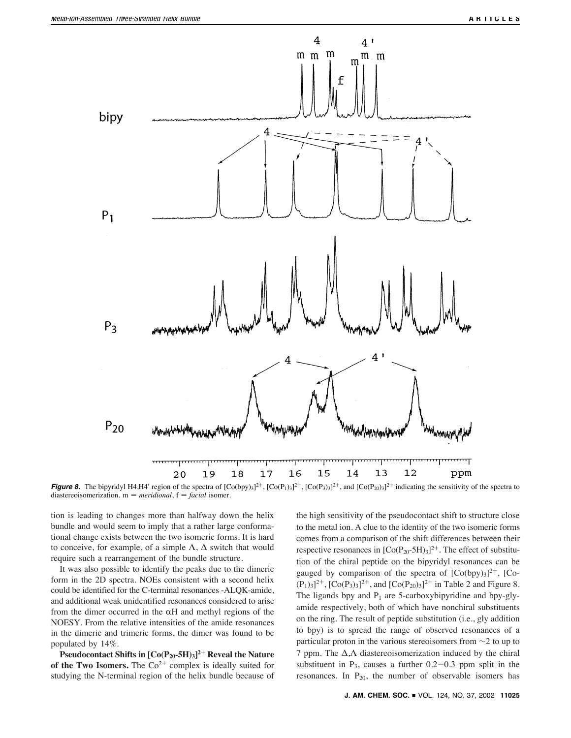**Figure 8.** The bipyridyl H4,H4′ region of the spectra of $[Co(bpy)_3]^{2+}$, $[Co(P_1)_3]^{2+}$, $[Co(P_3)_3]^{2+}$, and $[Co(P_{20})_3]^{2+}$ indicating the sensitivity of the spectra to diastereoisomerization. m = *meridional*, f = *facial* isomer.

tion is leading to changes more than halfway down the helix bundle and would seem to imply that a rather large conformational change exists between the two isomeric forms. It is hard to conceive, for example, of a simple Λ, Δ switch that would require such a rearrangement of the bundle structure.

It was also possible to identify the peaks due to the dimeric form in the 2D spectra. NOEs consistent with a second helix could be identified for the C-terminal resonances -ALQK-amide, and additional weak unidentified resonances considered to arise from the dimer occurred in the αH and methyl regions of the NOESY. From the relative intensities of the amide resonances in the dimeric and trimeric forms, the dimer was found to be populated by 14%.

**Pseudocontact Shifts in $[Co(P_{20}\text{-}5H)_3]^{2+}$ Reveal the Nature of the Two Isomers.** The $Co^{2+}$ complex is ideally suited for studying the N-terminal region of the helix bundle because of the high sensitivity of the pseudocontact shift to structure close to the metal ion. A clue to the identity of the two isomeric forms comes from a comparison of the shift differences between their respective resonances in $[Co(P_{20}\text{-}5H)_3]^{2+}$. The effect of substitution of the chiral peptide on the bipyridyl resonances can be gauged by comparison of the spectra of $[Co(bpy)_3]^{2+}$, $[Co(P_1)_3]^{2+}$, $[Co(P_3)_3]^{2+}$, and $[Co(P_{20})_3]^{2+}$ in Table 2 and Figure 8. The ligands bpy and $P_1$ are 5-carboxybipyridine and bpy-gly-amide respectively, both of which have nonchiral substituents on the ring. The result of peptide substitution (i.e., gly addition to bpy) is to spread the range of observed resonances of a particular proton in the various stereoisomers from ∼2 to up to 7 ppm. The Δ,Λ diastereoisomerization induced by the chiral substituent in $P_3$, causes a further 0.2−0.3 ppm split in the resonances. In $P_{20}$, the number of observable isomers has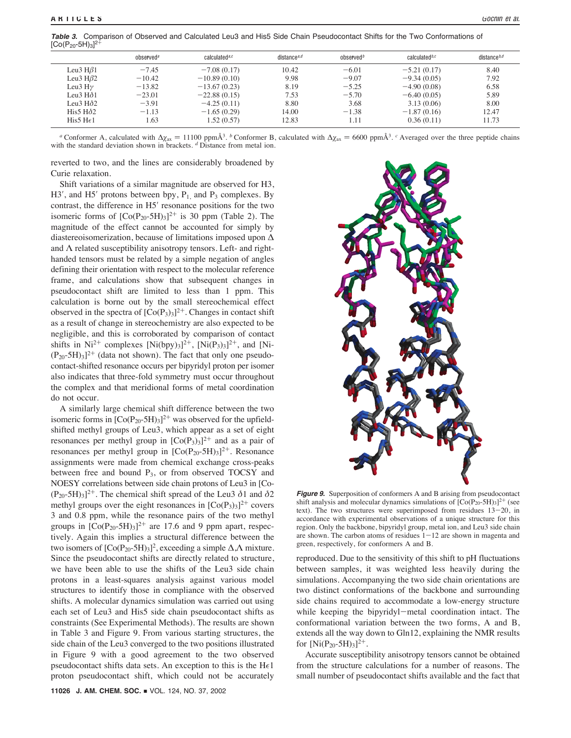**Table 3.** Comparison of Observed and Calculated Leu3 and His5 Side Chain Pseudocontact Shifts for the Two Conformations of $[Co(P_{20}\text{-}5H)_3]^{2+}$

| | observed[a] | calculated[a,c] | distance[a,d] | observed[b] | calculated[b,c] | distance[b,d] |
|---|---|---|---|---|---|---|
| Leu3 Hβ1 | −7.45 | −7.08 (0.17) | 10.42 | −6.01 | −5.21 (0.17) | 8.40 |
| Leu3 Hβ2 | −10.42 | −10.89 (0.10) | 9.98 | −9.07 | −9.34 (0.05) | 7.92 |
| Leu3 Hγ | −13.82 | −13.67 (0.23) | 8.19 | −5.25 | −4.90 (0.08) | 6.58 |
| Leu3 Hδ1 | −23.01 | −22.88 (0.15) | 7.53 | −5.70 | −6.40 (0.05) | 5.89 |
| Leu3 Hδ2 | −3.91 | −4.25 (0.11) | 8.80 | 3.68 | 3.13 (0.06) | 8.00 |
| His5 Hδ2 | −1.13 | −1.65 (0.29) | 14.00 | −1.38 | −1.87 (0.16) | 12.47 |
| His5 Hε1 | 1.63 | 1.52 (0.57) | 12.83 | 1.11 | 0.36 (0.11) | 11.73 |

[a] Conformer A, calculated with $\Delta\chi_{ax}$ = 11100 ppmÅ$^3$. [b] Conformer B, calculated with $\Delta\chi_{ax}$ = 6600 ppmÅ$^3$. [c] Averaged over the three peptide chains with the standard deviation shown in brackets. [d] Distance from metal ion.

reverted to two, and the lines are considerably broadened by Curie relaxation.

Shift variations of a similar magnitude are observed for H3, H3′, and H5′ protons between bpy, $P_1$, and $P_3$ complexes. By contrast, the difference in H5′ resonance positions for the two isomeric forms of $[Co(P_{20}\text{-}5H)_3]^{2+}$ is 30 ppm (Table 2). The magnitude of the effect cannot be accounted for simply by diastereoisomerization, because of limitations imposed upon Δ and Λ related susceptibility anisotropy tensors. Left- and right-handed tensors must be related by a simple negation of angles defining their orientation with respect to the molecular reference frame, and calculations show that subsequent changes in pseudocontact shift are limited to less than 1 ppm. This calculation is borne out by the small stereochemical effect observed in the spectra of $[Co(P_3)_3]^{2+}$. Changes in contact shift as a result of change in stereochemistry are also expected to be negligible, and this is corroborated by comparison of contact shifts in $Ni^{2+}$ complexes $[Ni(bpy)_3]^{2+}$, $[Ni(P_3)_3]^{2+}$, and $[Ni(P_{20}\text{-}5H)_3]^{2+}$ (data not shown). The fact that only one pseudocontact-shifted resonance occurs per bipyridyl proton per isomer also indicates that three-fold symmetry must occur throughout the complex and that meridional forms of metal coordination do not occur.

A similarly large chemical shift difference between the two isomeric forms in $[Co(P_{20}\text{-}5H)_3]^{2+}$ was observed for the upfield-shifted methyl groups of Leu3, which appear as a set of eight resonances per methyl group in $[Co(P_3)_3]^{2+}$ and as a pair of resonances per methyl group in $[Co(P_{20}\text{-}5H)_3]^{2+}$. Resonance assignments were made from chemical exchange cross-peaks between free and bound $P_3$, or from observed TOCSY and NOESY correlations between side chain protons of Leu3 in $[Co(P_{20}\text{-}5H)_3]^{2+}$. The chemical shift spread of the Leu3 δ1 and δ2 methyl groups over the eight resonances in $[Co(P_3)_3]^{2+}$ covers 3 and 0.8 ppm, while the resonance pairs of the two methyl groups in $[Co(P_{20}\text{-}5H)_3]^{2+}$ are 17.6 and 9 ppm apart, respectively. Again this implies a structural difference between the two isomers of $[Co(P_{20}\text{-}5H)_3]^2$, exceeding a simple Δ,Λ mixture. Since the pseudocontact shifts are directly related to structure, we have been able to use the shifts of the Leu3 side chain protons in a least-squares analysis against various model structures to identify those in compliance with the observed shifts. A molecular dynamics simulation was carried out using each set of Leu3 and His5 side chain pseudocontact shifts as constraints (See Experimental Methods). The results are shown in Table 3 and Figure 9. From various starting structures, the side chain of the Leu3 converged to the two positions illustrated in Figure 9 with a good agreement to the two observed pseudocontact shifts data sets. An exception to this is the Hε1 proton pseudocontact shift, which could not be accurately reproduced. Due to the sensitivity of this shift to pH fluctuations between samples, it was weighted less heavily during the simulations. Accompanying the two side chain orientations are two distinct conformations of the backbone and surrounding side chains required to accommodate a low-energy structure while keeping the bipyridyl−metal coordination intact. The conformational variation between the two forms, A and B, extends all the way down to Gln12, explaining the NMR results for $[Ni(P_{20}\text{-}5H)_3]^{2+}$.

**Figure 9.** Superposition of conformers A and B arising from pseudocontact shift analysis and molecular dynamics simulations of $[Co(P_{20}\text{-}5H)_3]^{2+}$ (see text). The two structures were superimposed from residues 13−20, in accordance with experimental observations of a unique structure for this region. Only the backbone, bipyridyl group, metal ion, and Leu3 side chain are shown. The carbon atoms of residues 1−12 are shown in magenta and green, respectively, for conformers A and B.

Accurate susceptibility anisotropy tensors cannot be obtained from the structure calculations for a number of reasons. The small number of pseudocontact shifts available and the fact that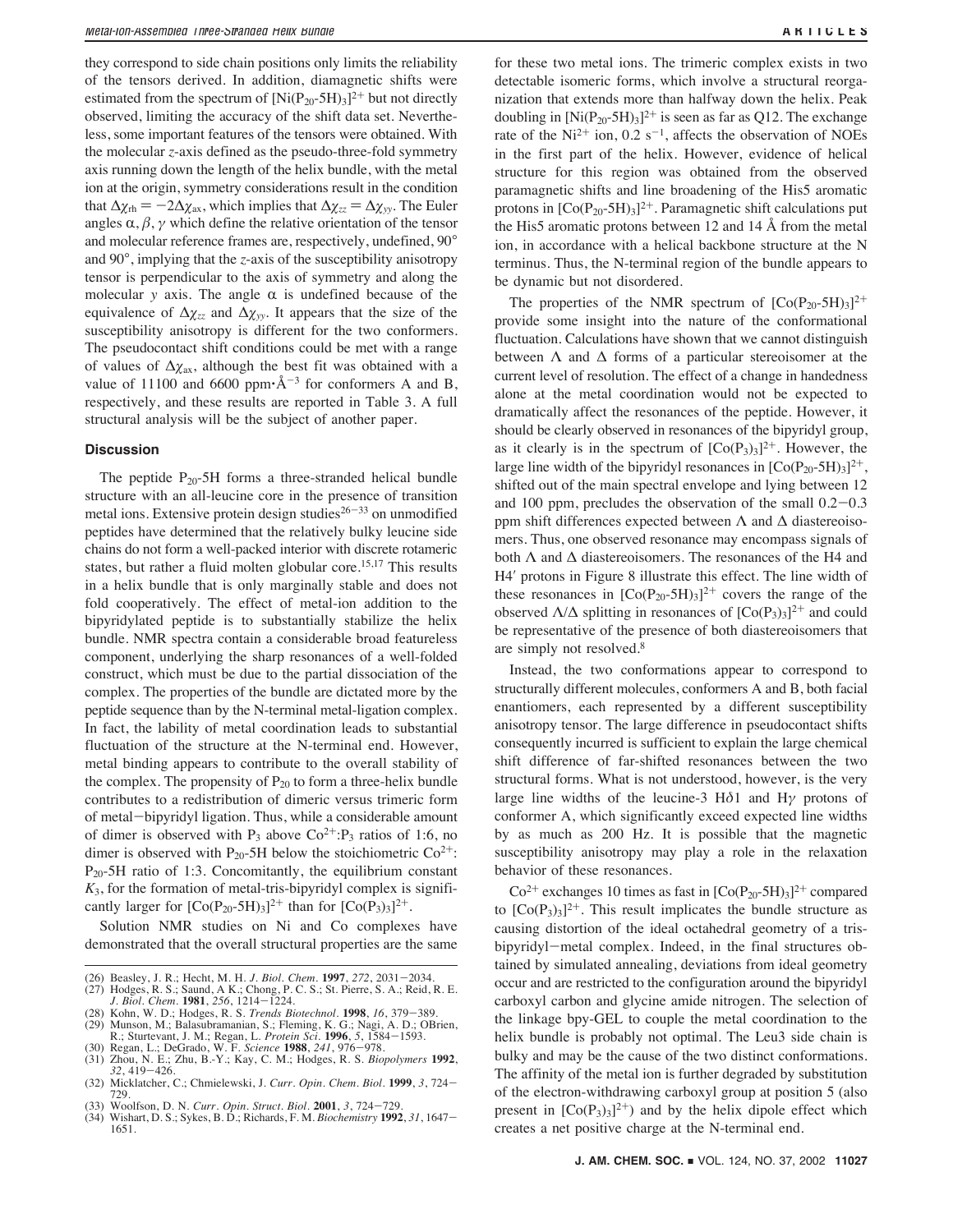they correspond to side chain positions only limits the reliability of the tensors derived. In addition, diamagnetic shifts were estimated from the spectrum of $[Ni(P_{20}\text{-}5H)_3]^{2+}$ but not directly observed, limiting the accuracy of the shift data set. Nevertheless, some important features of the tensors were obtained. With the molecular *z*-axis defined as the pseudo-three-fold symmetry axis running down the length of the helix bundle, with the metal ion at the origin, symmetry considerations result in the condition that $\Delta\chi_{rh} = -2\Delta\chi_{ax}$, which implies that $\Delta\chi_{zz} = \Delta\chi_{yy}$. The Euler angles $\alpha, \beta, \gamma$ which define the relative orientation of the tensor and molecular reference frames are, respectively, undefined, 90° and 90°, implying that the *z*-axis of the susceptibility anisotropy tensor is perpendicular to the axis of symmetry and along the molecular *y* axis. The angle $\alpha$ is undefined because of the equivalence of $\Delta\chi_{zz}$ and $\Delta\chi_{yy}$. It appears that the size of the susceptibility anisotropy is different for the two conformers. The pseudocontact shift conditions could be met with a range of values of $\Delta\chi_{ax}$, although the best fit was obtained with a value of 11100 and 6600 ppm·Å$^{-3}$ for conformers A and B, respectively, and these results are reported in Table 3. A full structural analysis will be the subject of another paper.

## Discussion

The peptide $P_{20}$-5H forms a three-stranded helical bundle structure with an all-leucine core in the presence of transition metal ions. Extensive protein design studies[26-33] on unmodified peptides have determined that the relatively bulky leucine side chains do not form a well-packed interior with discrete rotameric states, but rather a fluid molten globular core.[15,17] This results in a helix bundle that is only marginally stable and does not fold cooperatively. The effect of metal-ion addition to the bipyridylated peptide is to substantially stabilize the helix bundle. NMR spectra contain a considerable broad featureless component, underlying the sharp resonances of a well-folded construct, which must be due to the partial dissociation of the complex. The properties of the bundle are dictated more by the peptide sequence than by the N-terminal metal-ligation complex. In fact, the lability of metal coordination leads to substantial fluctuation of the structure at the N-terminal end. However, metal binding appears to contribute to the overall stability of the complex. The propensity of $P_{20}$ to form a three-helix bundle contributes to a redistribution of dimeric versus trimeric form of metal–bipyridyl ligation. Thus, while a considerable amount of dimer is observed with $P_3$ above $Co^{2+}$:$P_3$ ratios of 1:6, no dimer is observed with $P_{20}$-5H below the stoichiometric $Co^{2+}$:$P_{20}$-5H ratio of 1:3. Concomitantly, the equilibrium constant $K_3$, for the formation of metal-tris-bipyridyl complex is significantly larger for $[Co(P_{20}\text{-}5H)_3]^{2+}$ than for $[Co(P_3)_3]^{2+}$.

Solution NMR studies on Ni and Co complexes have demonstrated that the overall structural properties are the same for these two metal ions. The trimeric complex exists in two detectable isomeric forms, which involve a structural reorganization that extends more than halfway down the helix. Peak doubling in $[Ni(P_{20}\text{-}5H)_3]^{2+}$ is seen as far as Q12. The exchange rate of the $Ni^{2+}$ ion, 0.2 s$^{-1}$, affects the observation of NOEs in the first part of the helix. However, evidence of helical structure for this region was obtained from the observed paramagnetic shifts and line broadening of the His5 aromatic protons in $[Co(P_{20}\text{-}5H)_3]^{2+}$. Paramagnetic shift calculations put the His5 aromatic protons between 12 and 14 Å from the metal ion, in accordance with a helical backbone structure at the N terminus. Thus, the N-terminal region of the bundle appears to be dynamic but not disordered.

The properties of the NMR spectrum of $[Co(P_{20}\text{-}5H)_3]^{2+}$ provide some insight into the nature of the conformational fluctuation. Calculations have shown that we cannot distinguish between $\Lambda$ and $\Delta$ forms of a particular stereoisomer at the current level of resolution. The effect of a change in handedness alone at the metal coordination would not be expected to dramatically affect the resonances of the peptide. However, it should be clearly observed in resonances of the bipyridyl group, as it clearly is in the spectrum of $[Co(P_3)_3]^{2+}$. However, the large line width of the bipyridyl resonances in $[Co(P_{20}\text{-}5H)_3]^{2+}$, shifted out of the main spectral envelope and lying between 12 and 100 ppm, precludes the observation of the small 0.2–0.3 ppm shift differences expected between $\Lambda$ and $\Delta$ diastereoisomers. Thus, one observed resonance may encompass signals of both $\Lambda$ and $\Delta$ diastereoisomers. The resonances of the H4 and H4′ protons in Figure 8 illustrate this effect. The line width of these resonances in $[Co(P_{20}\text{-}5H)_3]^{2+}$ covers the range of the observed $\Lambda/\Delta$ splitting in resonances of $[Co(P_3)_3]^{2+}$ and could be representative of the presence of both diastereoisomers that are simply not resolved.[8]

Instead, the two conformations appear to correspond to structurally different molecules, conformers A and B, both facial enantiomers, each represented by a different susceptibility anisotropy tensor. The large difference in pseudocontact shifts consequently incurred is sufficient to explain the large chemical shift difference of far-shifted resonances between the two structural forms. What is not understood, however, is the very large line widths of the leucine-3 H$\delta$1 and H$\gamma$ protons of conformer A, which significantly exceed expected line widths by as much as 200 Hz. It is possible that the magnetic susceptibility anisotropy may play a role in the relaxation behavior of these resonances.

$Co^{2+}$ exchanges 10 times as fast in $[Co(P_{20}\text{-}5H)_3]^{2+}$ compared to $[Co(P_3)_3]^{2+}$. This result implicates the bundle structure as causing distortion of the ideal octahedral geometry of a tris-bipyridyl–metal complex. Indeed, in the final structures obtained by simulated annealing, deviations from ideal geometry occur and are restricted to the configuration around the bipyridyl carboxyl carbon and glycine amide nitrogen. The selection of the linkage bpy-GEL to couple the metal coordination to the helix bundle is probably not optimal. The Leu3 side chain is bulky and may be the cause of the two distinct conformations. The affinity of the metal ion is further degraded by substitution of the electron-withdrawing carboxyl group at position 5 (also present in $[Co(P_3)_3]^{2+}$) and by the helix dipole effect which creates a net positive charge at the N-terminal end.

(26) Beasley, J. R.; Hecht, M. H. *J. Biol. Chem.* **1997**, *272*, 2031–2034.
(27) Hodges, R. S.; Saund, A K.; Chong, P. C. S.; St. Pierre, S. A.; Reid, R. E. *J. Biol. Chem.* **1981**, *256*, 1214–1224.
(28) Kohn, W. D.; Hodges, R. S. *Trends Biotechnol.* **1998**, *16*, 379–389.
(29) Munson, M.; Balasubramanian, S.; Fleming, K. G.; Nagi, A. D.; OBrien, R.; Sturtevant, J. M.; Regan, L. *Protein Sci.* **1996**, *5*, 1584–1593.
(30) Regan, L.; DeGrado, W. F. *Science* **1988**, *241*, 976–978.
(31) Zhou, N. E.; Zhu, B.-Y.; Kay, C. M.; Hodges, R. S. *Biopolymers* **1992**, *32*, 419–426.
(32) Micklatcher, C.; Chmielewski, J. *Curr. Opin. Chem. Biol.* **1999**, *3*, 724–729.
(33) Woolfson, D. N. *Curr. Opin. Struct. Biol.* **2001**, *3*, 724–729.
(34) Wishart, D. S.; Sykes, B. D.; Richards, F. M. *Biochemistry* **1992**, *31*, 1647–1651.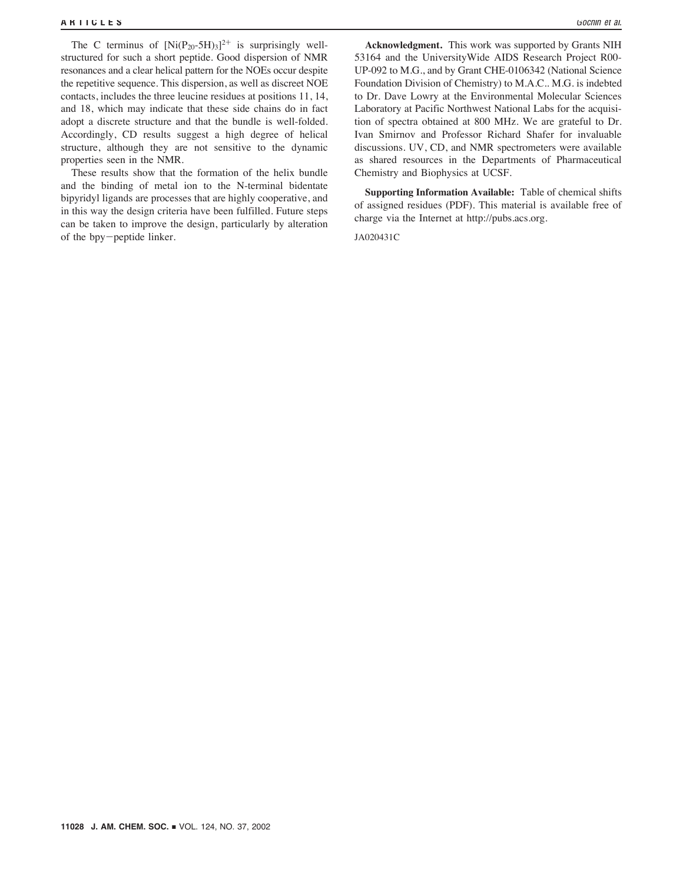The C terminus of $[Ni(P_{20}\text{-}5H)_3]^{2+}$ is surprisingly well-structured for such a short peptide. Good dispersion of NMR resonances and a clear helical pattern for the NOEs occur despite the repetitive sequence. This dispersion, as well as discreet NOE contacts, includes the three leucine residues at positions 11, 14, and 18, which may indicate that these side chains do in fact adopt a discrete structure and that the bundle is well-folded. Accordingly, CD results suggest a high degree of helical structure, although they are not sensitive to the dynamic properties seen in the NMR.

These results show that the formation of the helix bundle and the binding of metal ion to the N-terminal bidentate bipyridyl ligands are processes that are highly cooperative, and in this way the design criteria have been fulfilled. Future steps can be taken to improve the design, particularly by alteration of the bpy−peptide linker.

**Acknowledgment.** This work was supported by Grants NIH 53164 and the UniversityWide AIDS Research Project R00-UP-092 to M.G., and by Grant CHE-0106342 (National Science Foundation Division of Chemistry) to M.A.C.. M.G. is indebted to Dr. Dave Lowry at the Environmental Molecular Sciences Laboratory at Pacific Northwest National Labs for the acquisition of spectra obtained at 800 MHz. We are grateful to Dr. Ivan Smirnov and Professor Richard Shafer for invaluable discussions. UV, CD, and NMR spectrometers were available as shared resources in the Departments of Pharmaceutical Chemistry and Biophysics at UCSF.

**Supporting Information Available:** Table of chemical shifts of assigned residues (PDF). This material is available free of charge via the Internet at http://pubs.acs.org.

JA020431C